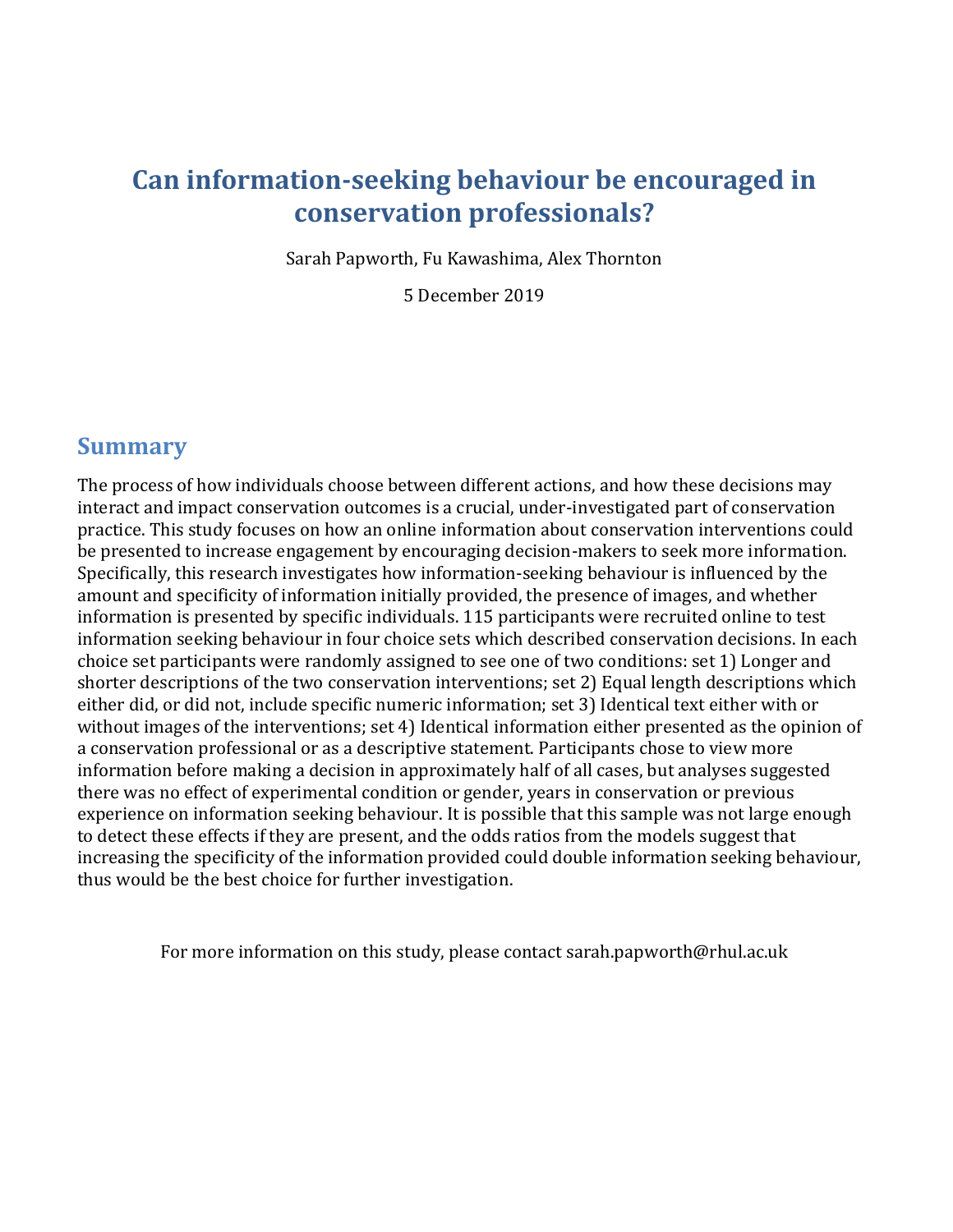# Can information-seeking behaviour be encouraged in conservation professionals?

Sarah Papworth, Fu Kawashima, Alex Thornton

5 December 2019

## Summary

The process of how individuals choose between different actions, and how these decisions may interact and impact conservation outcomes is a crucial, under-investigated part of conservation practice. This study focuses on how an online information about conservation interventions could be presented to increase engagement by encouraging decision-makers to seek more information. Specifically, this research investigates how information-seeking behaviour is influenced by the amount and specificity of information initially provided, the presence of images, and whether information is presented by specific individuals. 115 participants were recruited online to test information seeking behaviour in four choice sets which described conservation decisions. In each choice set participants were randomly assigned to see one of two conditions: set 1) Longer and shorter descriptions of the two conservation interventions; set 2) Equal length descriptions which either did, or did not, include specific numeric information; set 3) Identical text either with or without images of the interventions; set 4) Identical information either presented as the opinion of a conservation professional or as a descriptive statement. Participants chose to view more information before making a decision in approximately half of all cases, but analyses suggested there was no effect of experimental condition or gender, years in conservation or previous experience on information seeking behaviour. It is possible that this sample was not large enough to detect these effects if they are present, and the odds ratios from the models suggest that increasing the specificity of the information provided could double information seeking behaviour, thus would be the best choice for further investigation.

For more information on this study, please contact sarah.papworth@rhul.ac.uk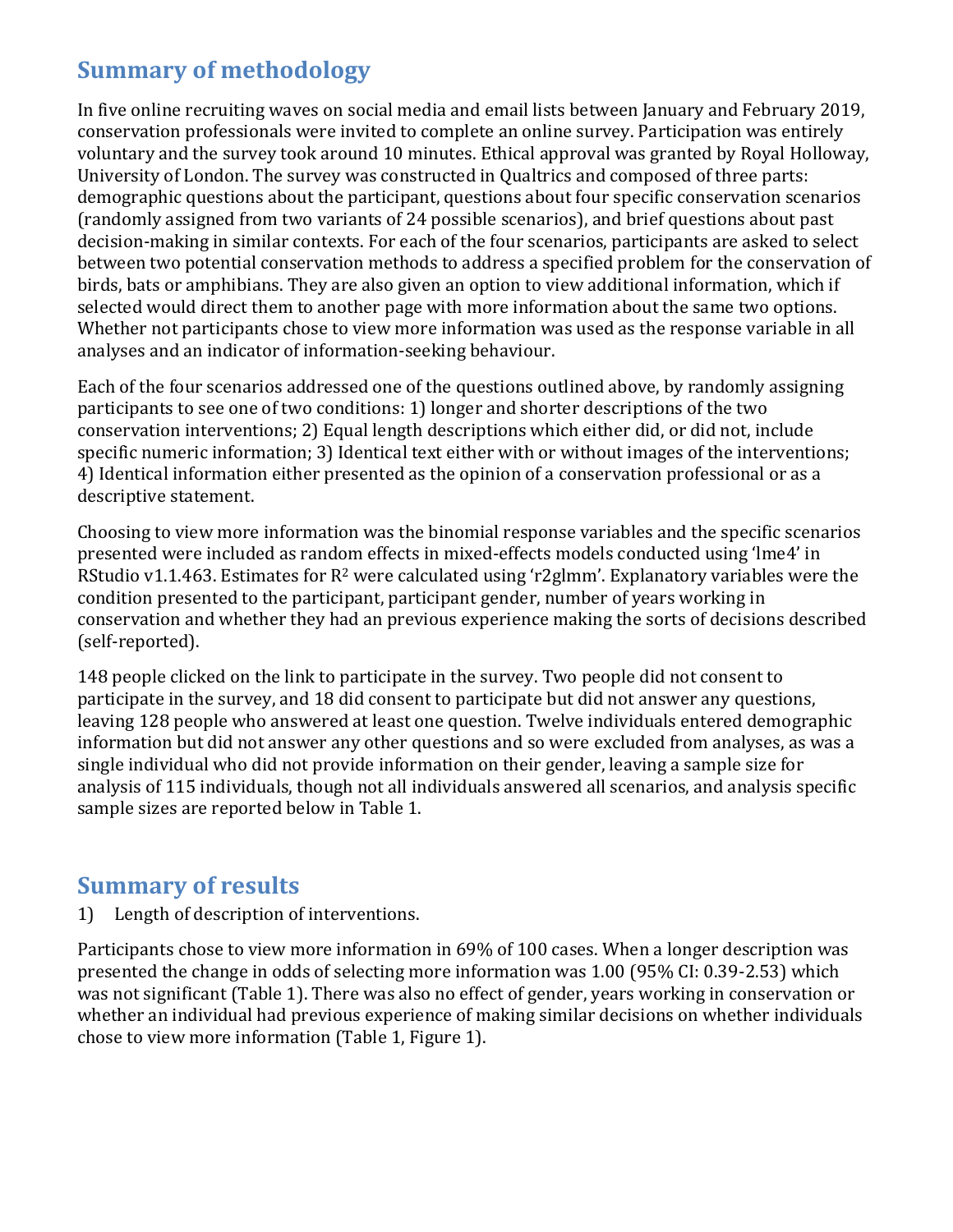## Summary of methodology

In five online recruiting waves on social media and email lists between January and February 2019, conservation professionals were invited to complete an online survey. Participation was entirely voluntary and the survey took around 10 minutes. Ethical approval was granted by Royal Holloway, University of London. The survey was constructed in Qualtrics and composed of three parts: demographic questions about the participant, questions about four specific conservation scenarios (randomly assigned from two variants of 24 possible scenarios), and brief questions about past decision-making in similar contexts. For each of the four scenarios, participants are asked to select between two potential conservation methods to address a specified problem for the conservation of birds, bats or amphibians. They are also given an option to view additional information, which if selected would direct them to another page with more information about the same two options. Whether not participants chose to view more information was used as the response variable in all analyses and an indicator of information-seeking behaviour.

Each of the four scenarios addressed one of the questions outlined above, by randomly assigning participants to see one of two conditions: 1) longer and shorter descriptions of the two conservation interventions; 2) Equal length descriptions which either did, or did not, include specific numeric information; 3) Identical text either with or without images of the interventions; 4) Identical information either presented as the opinion of a conservation professional or as a descriptive statement.

Choosing to view more information was the binomial response variables and the specific scenarios presented were included as random effects in mixed-effects models conducted using 'lme4' in RStudio v1.1.463. Estimates for $R^2$ were calculated using 'r2glmm'. Explanatory variables were the condition presented to the participant, participant gender, number of years working in conservation and whether they had an previous experience making the sorts of decisions described (self-reported).

148 people clicked on the link to participate in the survey. Two people did not consent to participate in the survey, and 18 did consent to participate but did not answer any questions, leaving 128 people who answered at least one question. Twelve individuals entered demographic information but did not answer any other questions and so were excluded from analyses, as was a single individual who did not provide information on their gender, leaving a sample size for analysis of 115 individuals, though not all individuals answered all scenarios, and analysis specific sample sizes are reported below in Table 1.

## Summary of results

1) Length of description of interventions.

Participants chose to view more information in 69% of 100 cases. When a longer description was presented the change in odds of selecting more information was 1.00 (95% CI: 0.39-2.53) which was not significant (Table 1). There was also no effect of gender, years working in conservation or whether an individual had previous experience of making similar decisions on whether individuals chose to view more information (Table 1, Figure 1).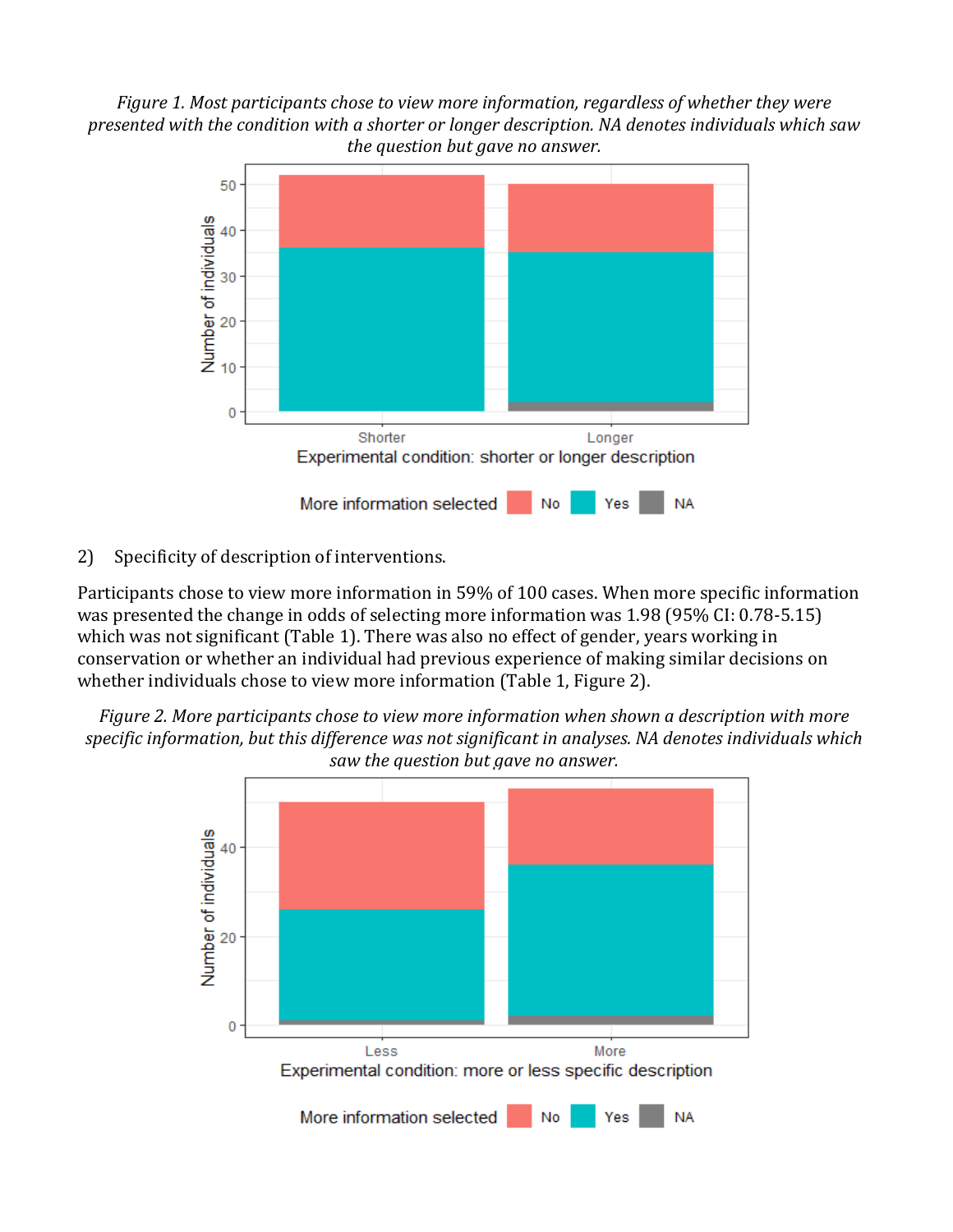*Figure 1. Most participants chose to view more information, regardless of whether they were presented with the condition with a shorter or longer description. NA denotes individuals which saw the question but gave no answer.*

2) Specificity of description of interventions.

Participants chose to view more information in 59% of 100 cases. When more specific information was presented the change in odds of selecting more information was 1.98 (95% CI: 0.78-5.15) which was not significant (Table 1). There was also no effect of gender, years working in conservation or whether an individual had previous experience of making similar decisions on whether individuals chose to view more information (Table 1, Figure 2).

*Figure 2. More participants chose to view more information when shown a description with more specific information, but this difference was not significant in analyses. NA denotes individuals which saw the question but gave no answer.*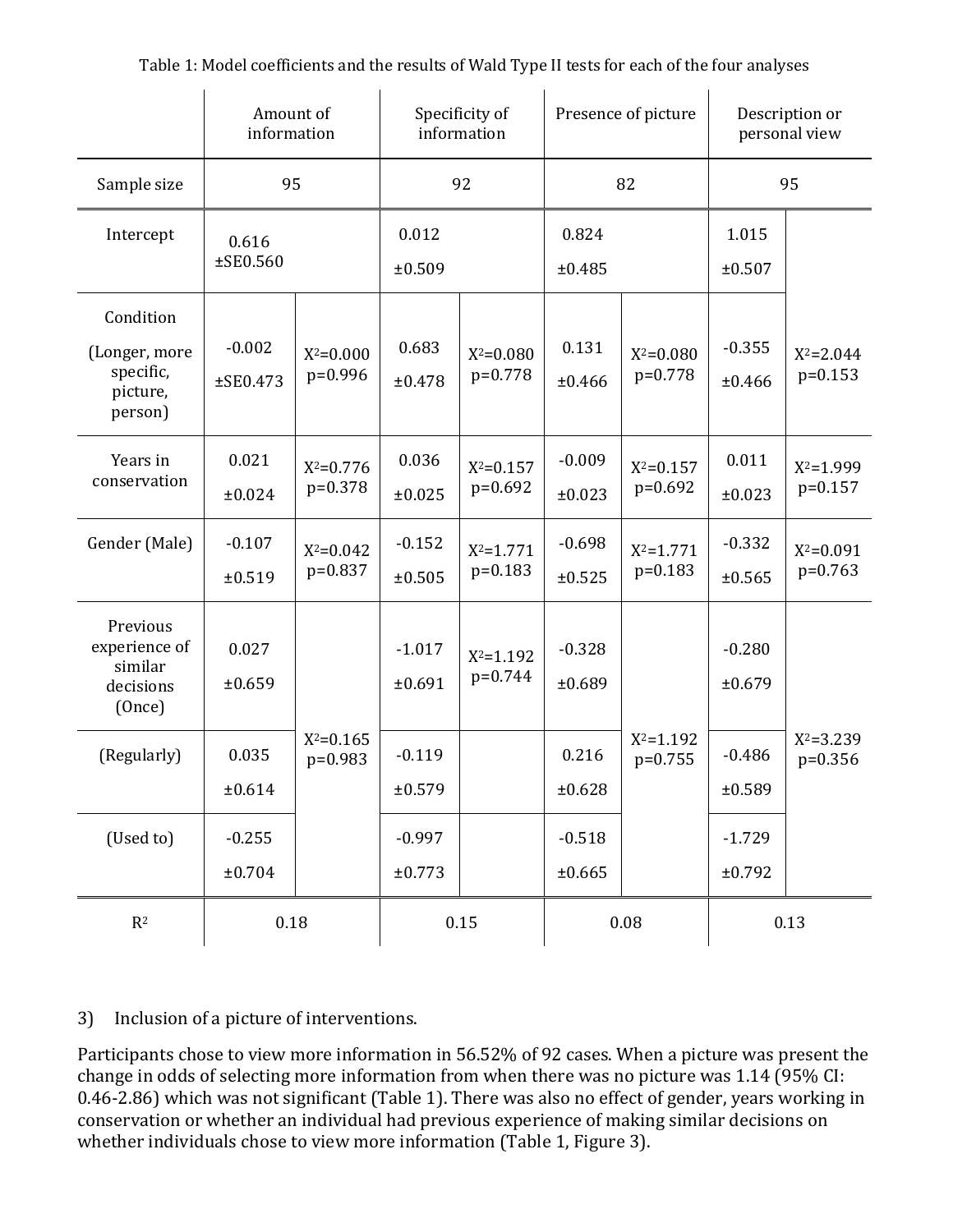Table 1: Model coefficients and the results of Wald Type II tests for each of the four analyses

| | Amount of information | | Specificity of information | | Presence of picture | | Description or personal view | |
|---|---|---|---|---|---|---|---|---|
| Sample size | 95 | | 92 | | 82 | | 95 | |
| Intercept | 0.616 ±SE0.560 | | 0.012 ±0.509 | | 0.824 ±0.485 | | 1.015 ±0.507 | |
| Condition (Longer, more specific, picture, person) | -0.002 ±SE0.473 | $X^2$=0.000 p=0.996 | 0.683 ±0.478 | $X^2$=0.080 p=0.778 | 0.131 ±0.466 | $X^2$=0.080 p=0.778 | -0.355 ±0.466 | $X^2$=2.044 p=0.153 |
| Years in conservation | 0.021 ±0.024 | $X^2$=0.776 p=0.378 | 0.036 ±0.025 | $X^2$=0.157 p=0.692 | -0.009 ±0.023 | $X^2$=0.157 p=0.692 | 0.011 ±0.023 | $X^2$=1.999 p=0.157 |
| Gender (Male) | -0.107 ±0.519 | $X^2$=0.042 p=0.837 | -0.152 ±0.505 | $X^2$=1.771 p=0.183 | -0.698 ±0.525 | $X^2$=1.771 p=0.183 | -0.332 ±0.565 | $X^2$=0.091 p=0.763 |
| Previous experience of similar decisions (Once) | 0.027 ±0.659 | $X^2$=0.165 p=0.983 | -1.017 ±0.691 | $X^2$=1.192 p=0.744 | -0.328 ±0.689 | $X^2$=1.192 p=0.755 | -0.280 ±0.679 | $X^2$=3.239 p=0.356 |
| (Regularly) | 0.035 ±0.614 | | -0.119 ±0.579 | | 0.216 ±0.628 | | -0.486 ±0.589 | |
| (Used to) | -0.255 ±0.704 | | -0.997 ±0.773 | | -0.518 ±0.665 | | -1.729 ±0.792 | |
| $R^2$ | 0.18 | | 0.15 | | 0.08 | | 0.13 | |

3) Inclusion of a picture of interventions.

Participants chose to view more information in 56.52% of 92 cases. When a picture was present the change in odds of selecting more information from when there was no picture was 1.14 (95% CI: 0.46-2.86) which was not significant (Table 1). There was also no effect of gender, years working in conservation or whether an individual had previous experience of making similar decisions on whether individuals chose to view more information (Table 1, Figure 3).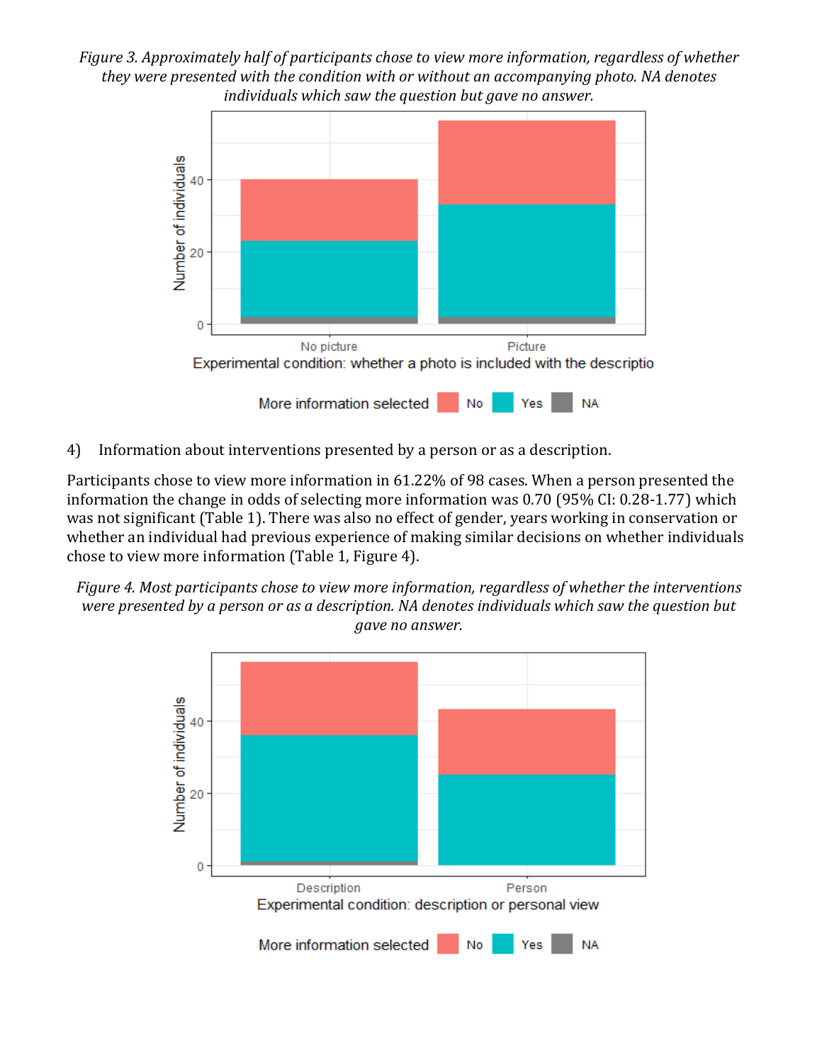*Figure 3. Approximately half of participants chose to view more information, regardless of whether they were presented with the condition with or without an accompanying photo. NA denotes individuals which saw the question but gave no answer.*

4) Information about interventions presented by a person or as a description.

Participants chose to view more information in 61.22% of 98 cases. When a person presented the information the change in odds of selecting more information was 0.70 (95% CI: 0.28-1.77) which was not significant (Table 1). There was also no effect of gender, years working in conservation or whether an individual had previous experience of making similar decisions on whether individuals chose to view more information (Table 1, Figure 4).

*Figure 4. Most participants chose to view more information, regardless of whether the interventions were presented by a person or as a description. NA denotes individuals which saw the question but gave no answer.*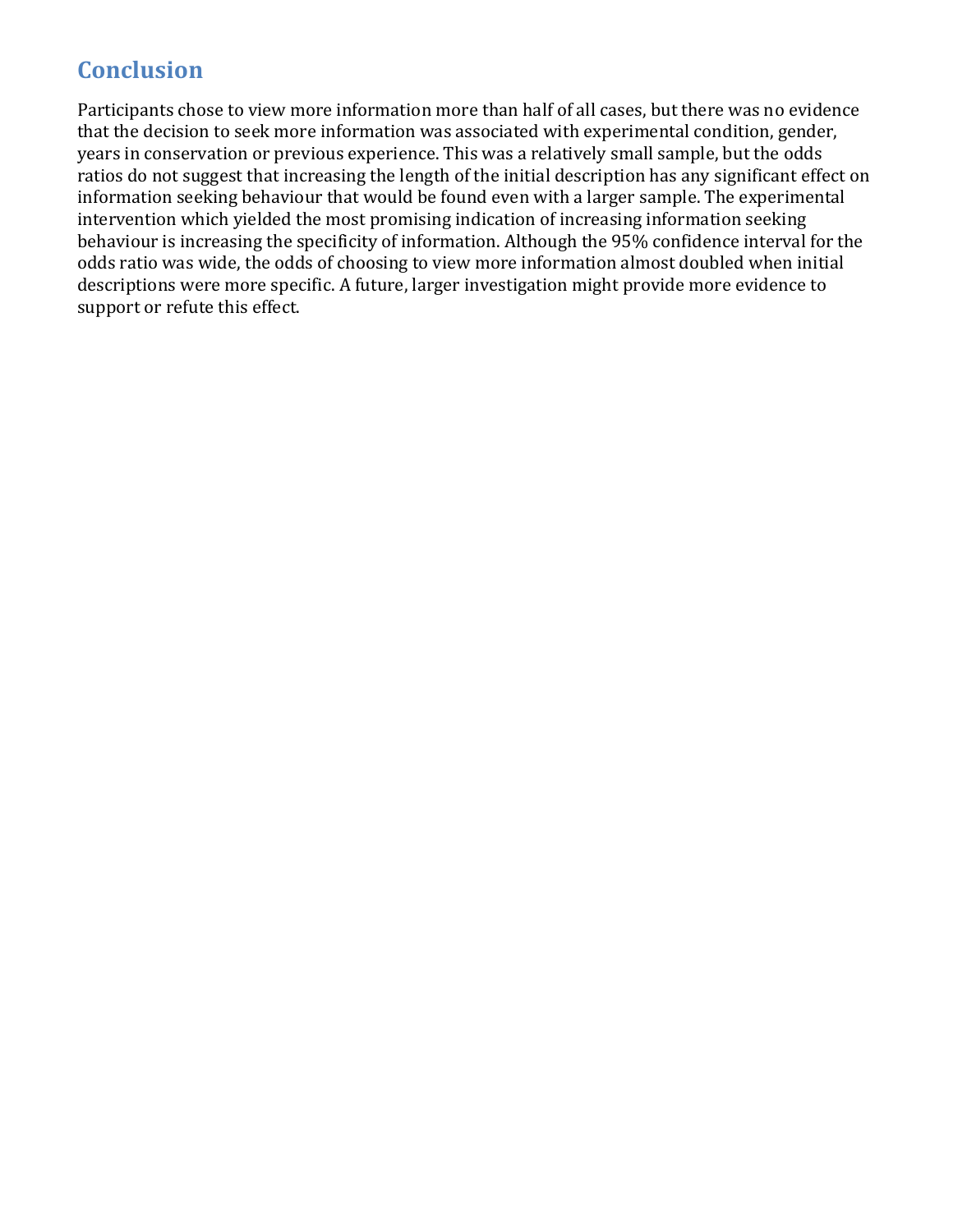## Conclusion

Participants chose to view more information more than half of all cases, but there was no evidence that the decision to seek more information was associated with experimental condition, gender, years in conservation or previous experience. This was a relatively small sample, but the odds ratios do not suggest that increasing the length of the initial description has any significant effect on information seeking behaviour that would be found even with a larger sample. The experimental intervention which yielded the most promising indication of increasing information seeking behaviour is increasing the specificity of information. Although the 95% confidence interval for the odds ratio was wide, the odds of choosing to view more information almost doubled when initial descriptions were more specific. A future, larger investigation might provide more evidence to support or refute this effect.